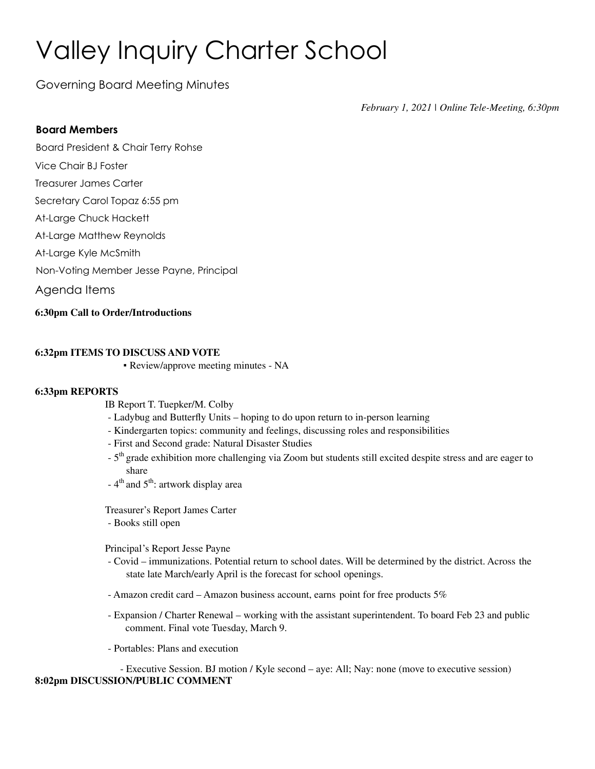#  Valley Inquiry Charter School

Governing Board Meeting Minutes

*February 1, 2021 | Online Tele-Meeting, 6:30pm*

### Board Members

Board President & Chair Terry Rohse

Vice Chair BJ Foster

Treasurer James Carter

Secretary Carol Topaz 6:55 pm

At-Large Chuck Hackett

At-Large Matthew Reynolds

At-Large Kyle McSmith

Non-Voting Member Jesse Payne, Principal

## Agenda Items

**6:30pm Call to Order/Introductions**

**6:32pm ITEMS TO DISCUSS AND VOTE**

▪ Review/approve meeting minutes - NA

**6:33pm REPORTS**

IB Report T. Tuepker/M. Colby

- Ladybug and Butterfly Units – hoping to do upon return to in-person learning
- Kindergarten topics: community and feelings, discussing roles and responsibilities
- First and Second grade: Natural Disaster Studies
- 5th grade exhibition more challenging via Zoom but students still excited despite stress and are eager to share
- 4th and 5th: artwork display area

Treasurer's Report James Carter

- Books still open

Principal's Report Jesse Payne

- Covid – immunizations. Potential return to school dates. Will be determined by the district. Across the state late March/early April is the forecast for school openings.
- Amazon credit card – Amazon business account, earns point for free products 5%
- Expansion / Charter Renewal – working with the assistant superintendent. To board Feb 23 and public comment. Final vote Tuesday, March 9.
- Portables: Plans and execution
- Executive Session. BJ motion / Kyle second – aye: All; Nay: none (move to executive session)

**8:02pm DISCUSSION/PUBLIC COMMENT**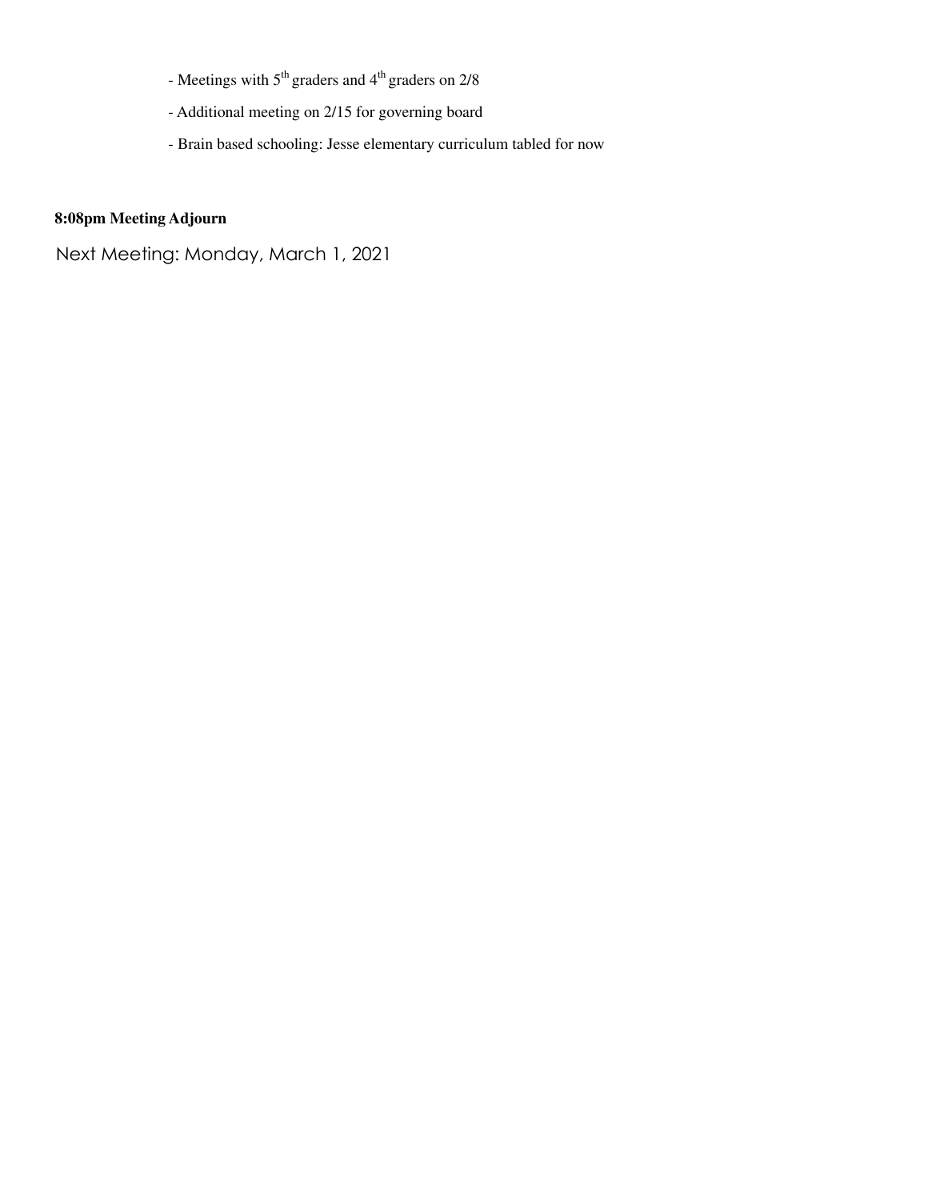- Meetings with $5^{th}$ graders and $4^{th}$ graders on 2/8
- Additional meeting on 2/15 for governing board
- Brain based schooling: Jesse elementary curriculum tabled for now

**8:08pm Meeting Adjourn**

Next Meeting: Monday, March 1, 2021